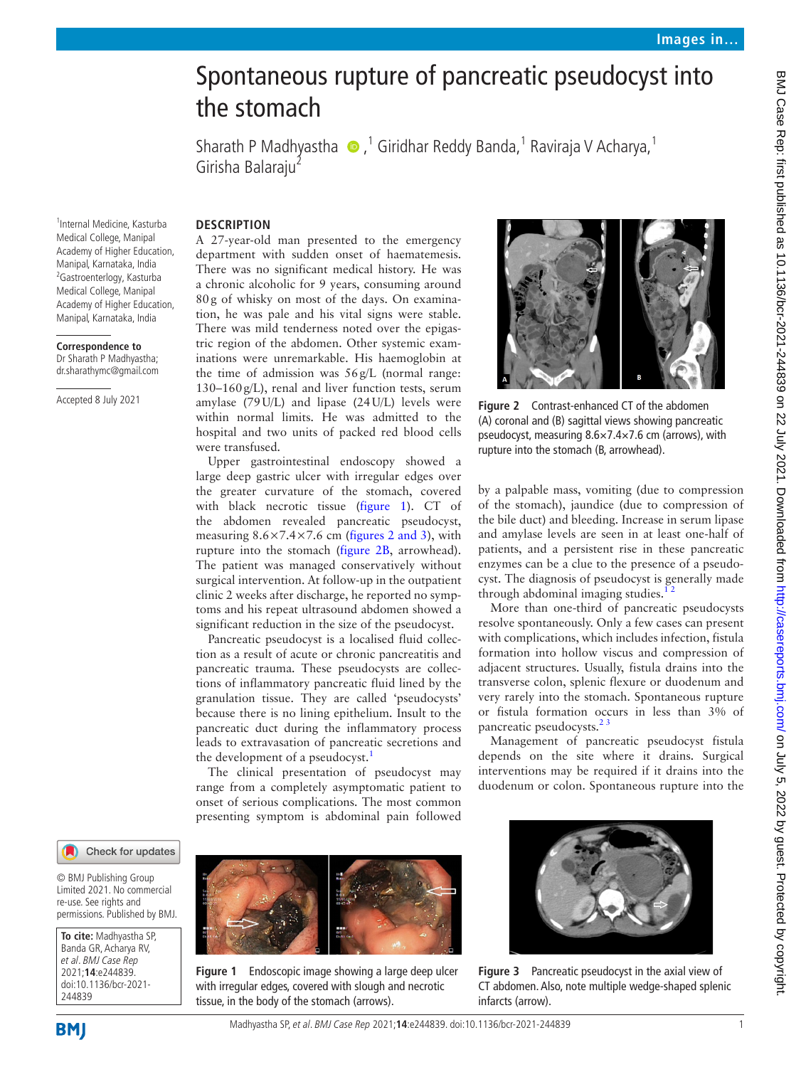# Spontaneous rupture of pancreatic pseudocyst into the stomach

Sharath P Madhyastha,[1] Giridhar Reddy Banda,[1] Raviraja V Acharya,[1] Girisha Balaraju[2]

[1]Internal Medicine, Kasturba Medical College, Manipal Academy of Higher Education, Manipal, Karnataka, India
[2]Gastroenterlogy, Kasturba Medical College, Manipal Academy of Higher Education, Manipal, Karnataka, India

**Correspondence to**
Dr Sharath P Madhyastha; dr.sharathymc@gmail.com

Accepted 8 July 2021

© BMJ Publishing Group Limited 2021. No commercial re-use. See rights and permissions. Published by BMJ.

**To cite:** Madhyastha SP, Banda GR, Acharya RV, *et al. BMJ Case Rep* 2021;**14**:e244839. doi:10.1136/bcr-2021-244839

## DESCRIPTION

A 27-year-old man presented to the emergency department with sudden onset of haematemesis. There was no significant medical history. He was a chronic alcoholic for 9 years, consuming around 80 g of whisky on most of the days. On examination, he was pale and his vital signs were stable. There was mild tenderness noted over the epigastric region of the abdomen. Other systemic examinations were unremarkable. His haemoglobin at the time of admission was 56 g/L (normal range: 130–160 g/L), renal and liver function tests, serum amylase (79 U/L) and lipase (24 U/L) levels were within normal limits. He was admitted to the hospital and two units of packed red blood cells were transfused.

Upper gastrointestinal endoscopy showed a large deep gastric ulcer with irregular edges over the greater curvature of the stomach, covered with black necrotic tissue (figure 1). CT of the abdomen revealed pancreatic pseudocyst, measuring 8.6×7.4×7.6 cm (figures 2 and 3), with rupture into the stomach (figure 2B, arrowhead). The patient was managed conservatively without surgical intervention. At follow-up in the outpatient clinic 2 weeks after discharge, he reported no symptoms and his repeat ultrasound abdomen showed a significant reduction in the size of the pseudocyst.

Pancreatic pseudocyst is a localised fluid collection as a result of acute or chronic pancreatitis and pancreatic trauma. These pseudocysts are collections of inflammatory pancreatic fluid lined by the granulation tissue. They are called 'pseudocysts' because there is no lining epithelium. Insult to the pancreatic duct during the inflammatory process leads to extravasation of pancreatic secretions and the development of a pseudocyst.[1]

The clinical presentation of pseudocyst may range from a completely asymptomatic patient to onset of serious complications. The most common presenting symptom is abdominal pain followed by a palpable mass, vomiting (due to compression of the stomach), jaundice (due to compression of the bile duct) and bleeding. Increase in serum lipase and amylase levels are seen in at least one-half of patients, and a persistent rise in these pancreatic enzymes can be a clue to the presence of a pseudocyst. The diagnosis of pseudocyst is generally made through abdominal imaging studies.[1,2]

More than one-third of pancreatic pseudocysts resolve spontaneously. Only a few cases can present with complications, which includes infection, fistula formation into hollow viscus and compression of adjacent structures. Usually, fistula drains into the transverse colon, splenic flexure or duodenum and very rarely into the stomach. Spontaneous rupture or fistula formation occurs in less than 3% of pancreatic pseudocysts.[2,3]

Management of pancreatic pseudocyst fistula depends on the site where it drains. Surgical interventions may be required if it drains into the duodenum or colon. Spontaneous rupture into the

Figure 1 Endoscopic image showing a large deep ulcer with irregular edges, covered with slough and necrotic tissue, in the body of the stomach (arrows).

Figure 2 Contrast-enhanced CT of the abdomen (A) coronal and (B) sagittal views showing pancreatic pseudocyst, measuring 8.6×7.4×7.6 cm (arrows), with rupture into the stomach (B, arrowhead).

Figure 3 Pancreatic pseudocyst in the axial view of CT abdomen. Also, note multiple wedge-shaped splenic infarcts (arrow).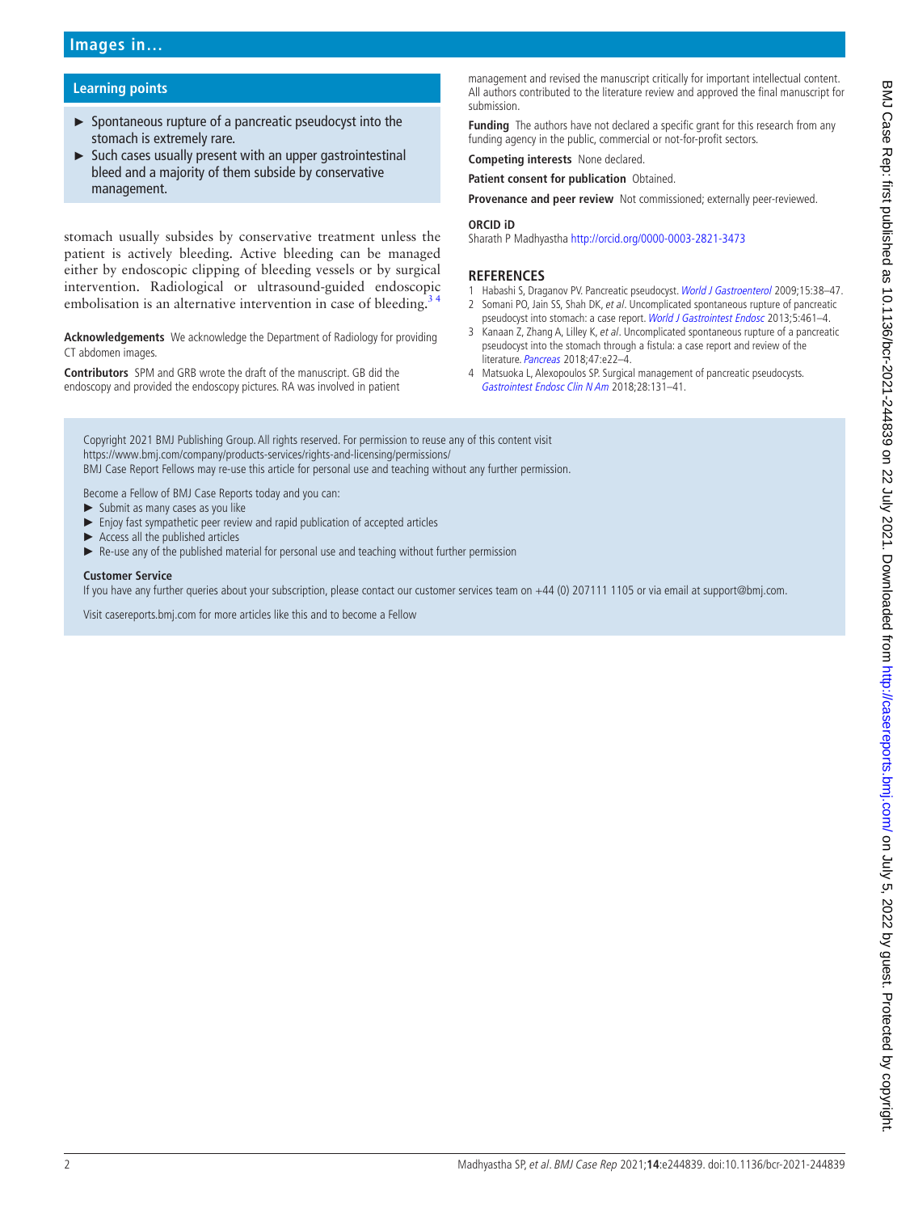## Learning points

- Spontaneous rupture of a pancreatic pseudocyst into the stomach is extremely rare.
- Such cases usually present with an upper gastrointestinal bleed and a majority of them subside by conservative management.

stomach usually subsides by conservative treatment unless the patient is actively bleeding. Active bleeding can be managed either by endoscopic clipping of bleeding vessels or by surgical intervention. Radiological or ultrasound-guided endoscopic embolisation is an alternative intervention in case of bleeding.[3 4]

**Acknowledgements** We acknowledge the Department of Radiology for providing CT abdomen images.

**Contributors** SPM and GRB wrote the draft of the manuscript. GB did the endoscopy and provided the endoscopy pictures. RA was involved in patient management and revised the manuscript critically for important intellectual content. All authors contributed to the literature review and approved the final manuscript for submission.

**Funding** The authors have not declared a specific grant for this research from any funding agency in the public, commercial or not-for-profit sectors.

**Competing interests** None declared.

**Patient consent for publication** Obtained.

**Provenance and peer review** Not commissioned; externally peer-reviewed.

**ORCID iD**

Sharath P Madhyastha http://orcid.org/0000-0003-2821-3473

## REFERENCES

1. Habashi S, Draganov PV. Pancreatic pseudocyst. *World J Gastroenterol* 2009;15:38–47.
2. Somani PO, Jain SS, Shah DK, *et al*. Uncomplicated spontaneous rupture of pancreatic pseudocyst into stomach: a case report. *World J Gastrointest Endosc* 2013;5:461–4.
3. Kanaan Z, Zhang A, Lilley K, *et al*. Uncomplicated spontaneous rupture of a pancreatic pseudocyst into the stomach through a fistula: a case report and review of the literature. *Pancreas* 2018;47:e22–4.
4. Matsuoka L, Alexopoulos SP. Surgical management of pancreatic pseudocysts. *Gastrointest Endosc Clin N Am* 2018;28:131–41.

Copyright 2021 BMJ Publishing Group. All rights reserved. For permission to reuse any of this content visit https://www.bmj.com/company/products-services/rights-and-licensing/permissions/
BMJ Case Report Fellows may re-use this article for personal use and teaching without any further permission.

Become a Fellow of BMJ Case Reports today and you can:

- Submit as many cases as you like
- Enjoy fast sympathetic peer review and rapid publication of accepted articles
- Access all the published articles
- Re-use any of the published material for personal use and teaching without further permission

**Customer Service**

If you have any further queries about your subscription, please contact our customer services team on +44 (0) 207111 1105 or via email at support@bmj.com.

Visit casereports.bmj.com for more articles like this and to become a Fellow